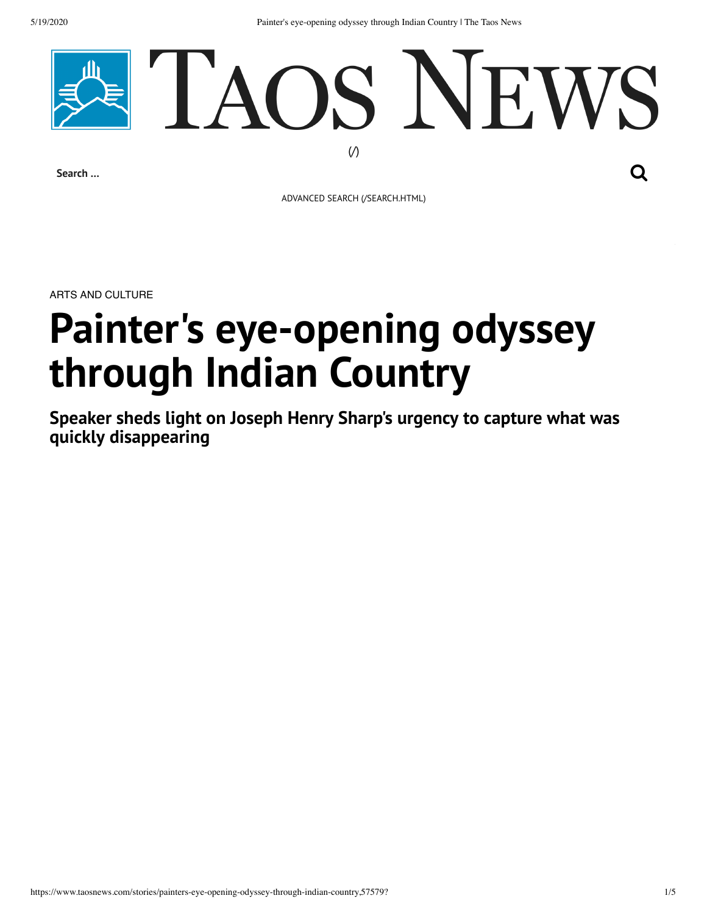# Taos News

Search ...

ADVANCED SEARCH (/SEARCH.HTML)

ARTS AND CULTURE

# Painter's eye-opening odyssey through Indian Country

## Speaker sheds light on Joseph Henry Sharp's urgency to capture what was quickly disappearing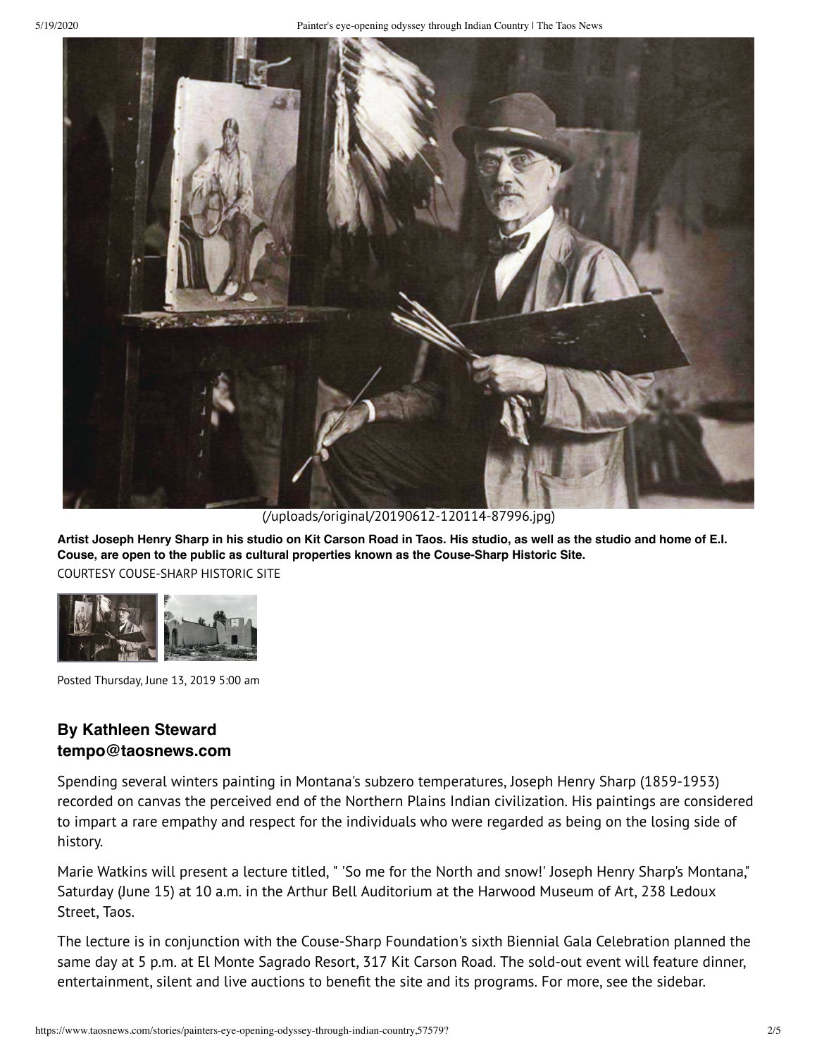(/uploads/original/20190612-120114-87996.jpg)

**Artist Joseph Henry Sharp in his studio on Kit Carson Road in Taos. His studio, as well as the studio and home of E.I. Couse, are open to the public as cultural properties known as the Couse-Sharp Historic Site.**

COURTESY COUSE-SHARP HISTORIC SITE

Posted Thursday, June 13, 2019 5:00 am

### By Kathleen Steward
### tempo@taosnews.com

Spending several winters painting in Montana's subzero temperatures, Joseph Henry Sharp (1859-1953) recorded on canvas the perceived end of the Northern Plains Indian civilization. His paintings are considered to impart a rare empathy and respect for the individuals who were regarded as being on the losing side of history.

Marie Watkins will present a lecture titled, " 'So me for the North and snow!' Joseph Henry Sharp's Montana," Saturday (June 15) at 10 a.m. in the Arthur Bell Auditorium at the Harwood Museum of Art, 238 Ledoux Street, Taos.

The lecture is in conjunction with the Couse-Sharp Foundation's sixth Biennial Gala Celebration planned the same day at 5 p.m. at El Monte Sagrado Resort, 317 Kit Carson Road. The sold-out event will feature dinner, entertainment, silent and live auctions to benefit the site and its programs. For more, see the sidebar.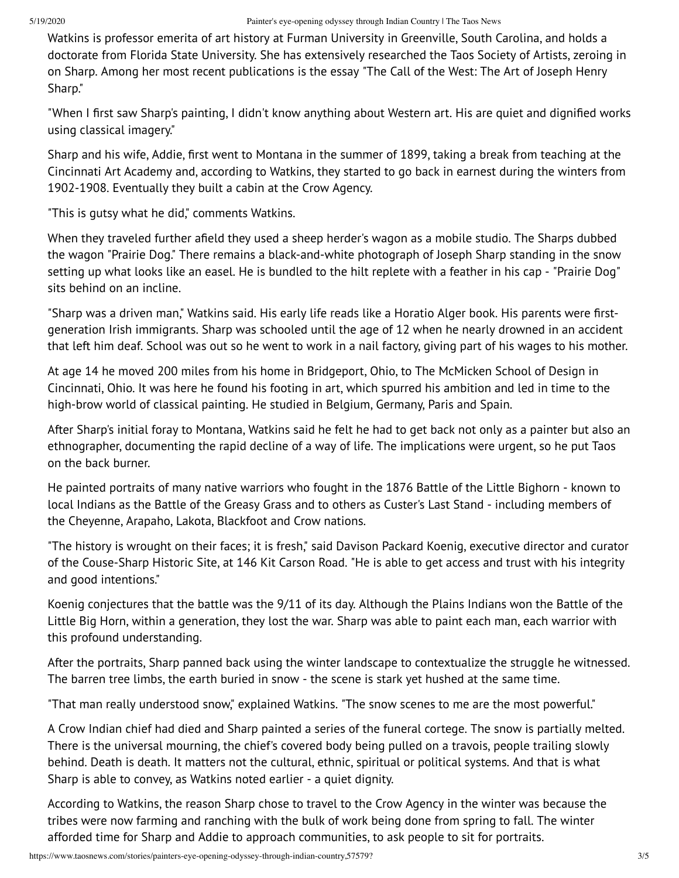Watkins is professor emerita of art history at Furman University in Greenville, South Carolina, and holds a doctorate from Florida State University. She has extensively researched the Taos Society of Artists, zeroing in on Sharp. Among her most recent publications is the essay "The Call of the West: The Art of Joseph Henry Sharp."

"When I first saw Sharp's painting, I didn't know anything about Western art. His are quiet and dignified works using classical imagery."

Sharp and his wife, Addie, first went to Montana in the summer of 1899, taking a break from teaching at the Cincinnati Art Academy and, according to Watkins, they started to go back in earnest during the winters from 1902-1908. Eventually they built a cabin at the Crow Agency.

"This is gutsy what he did," comments Watkins.

When they traveled further afield they used a sheep herder's wagon as a mobile studio. The Sharps dubbed the wagon "Prairie Dog." There remains a black-and-white photograph of Joseph Sharp standing in the snow setting up what looks like an easel. He is bundled to the hilt replete with a feather in his cap - "Prairie Dog" sits behind on an incline.

"Sharp was a driven man," Watkins said. His early life reads like a Horatio Alger book. His parents were first-generation Irish immigrants. Sharp was schooled until the age of 12 when he nearly drowned in an accident that left him deaf. School was out so he went to work in a nail factory, giving part of his wages to his mother.

At age 14 he moved 200 miles from his home in Bridgeport, Ohio, to The McMicken School of Design in Cincinnati, Ohio. It was here he found his footing in art, which spurred his ambition and led in time to the high-brow world of classical painting. He studied in Belgium, Germany, Paris and Spain.

After Sharp's initial foray to Montana, Watkins said he felt he had to get back not only as a painter but also an ethnographer, documenting the rapid decline of a way of life. The implications were urgent, so he put Taos on the back burner.

He painted portraits of many native warriors who fought in the 1876 Battle of the Little Bighorn - known to local Indians as the Battle of the Greasy Grass and to others as Custer's Last Stand - including members of the Cheyenne, Arapaho, Lakota, Blackfoot and Crow nations.

"The history is wrought on their faces; it is fresh," said Davison Packard Koenig, executive director and curator of the Couse-Sharp Historic Site, at 146 Kit Carson Road. "He is able to get access and trust with his integrity and good intentions."

Koenig conjectures that the battle was the 9/11 of its day. Although the Plains Indians won the Battle of the Little Big Horn, within a generation, they lost the war. Sharp was able to paint each man, each warrior with this profound understanding.

After the portraits, Sharp panned back using the winter landscape to contextualize the struggle he witnessed. The barren tree limbs, the earth buried in snow - the scene is stark yet hushed at the same time.

"That man really understood snow," explained Watkins. "The snow scenes to me are the most powerful."

A Crow Indian chief had died and Sharp painted a series of the funeral cortege. The snow is partially melted. There is the universal mourning, the chief's covered body being pulled on a travois, people trailing slowly behind. Death is death. It matters not the cultural, ethnic, spiritual or political systems. And that is what Sharp is able to convey, as Watkins noted earlier - a quiet dignity.

According to Watkins, the reason Sharp chose to travel to the Crow Agency in the winter was because the tribes were now farming and ranching with the bulk of work being done from spring to fall. The winter afforded time for Sharp and Addie to approach communities, to ask people to sit for portraits.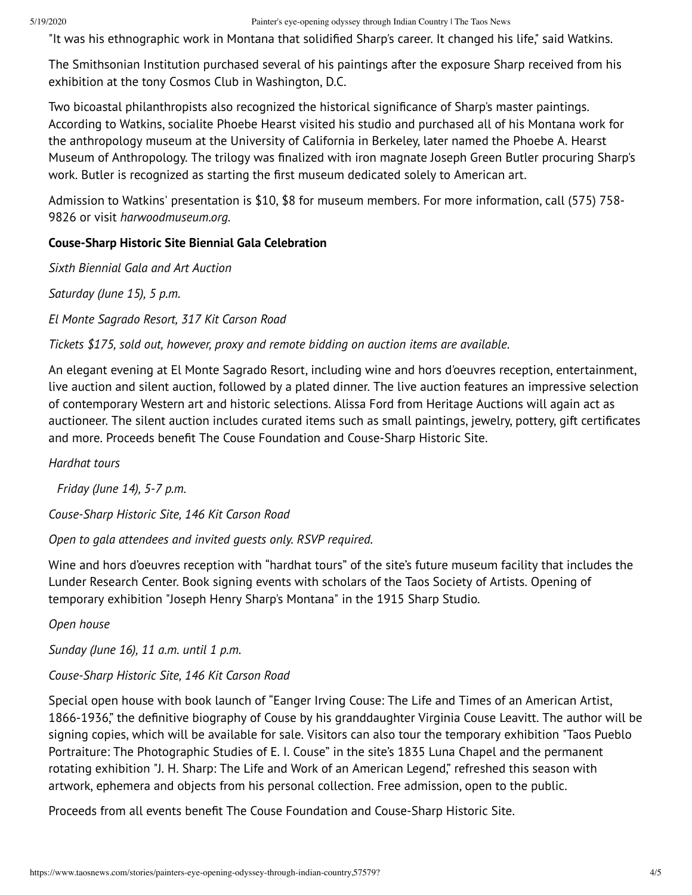"It was his ethnographic work in Montana that solidified Sharp's career. It changed his life," said Watkins.

The Smithsonian Institution purchased several of his paintings after the exposure Sharp received from his exhibition at the tony Cosmos Club in Washington, D.C.

Two bicoastal philanthropists also recognized the historical significance of Sharp's master paintings. According to Watkins, socialite Phoebe Hearst visited his studio and purchased all of his Montana work for the anthropology museum at the University of California in Berkeley, later named the Phoebe A. Hearst Museum of Anthropology. The trilogy was finalized with iron magnate Joseph Green Butler procuring Sharp's work. Butler is recognized as starting the first museum dedicated solely to American art.

Admission to Watkins' presentation is $10, $8 for museum members. For more information, call (575) 758-9826 or visit *harwoodmuseum.org*.

**Couse-Sharp Historic Site Biennial Gala Celebration**

*Sixth Biennial Gala and Art Auction*

*Saturday (June 15), 5 p.m.*

*El Monte Sagrado Resort, 317 Kit Carson Road*

*Tickets $175, sold out, however, proxy and remote bidding on auction items are available.*

An elegant evening at El Monte Sagrado Resort, including wine and hors d'oeuvres reception, entertainment, live auction and silent auction, followed by a plated dinner. The live auction features an impressive selection of contemporary Western art and historic selections. Alissa Ford from Heritage Auctions will again act as auctioneer. The silent auction includes curated items such as small paintings, jewelry, pottery, gift certificates and more. Proceeds benefit The Couse Foundation and Couse-Sharp Historic Site.

*Hardhat tours*

*Friday (June 14), 5-7 p.m.*

*Couse-Sharp Historic Site, 146 Kit Carson Road*

*Open to gala attendees and invited guests only. RSVP required.*

Wine and hors d'oeuvres reception with "hardhat tours" of the site's future museum facility that includes the Lunder Research Center. Book signing events with scholars of the Taos Society of Artists. Opening of temporary exhibition "Joseph Henry Sharp's Montana" in the 1915 Sharp Studio.

*Open house*

*Sunday (June 16), 11 a.m. until 1 p.m.*

*Couse-Sharp Historic Site, 146 Kit Carson Road*

Special open house with book launch of "Eanger Irving Couse: The Life and Times of an American Artist, 1866-1936," the definitive biography of Couse by his granddaughter Virginia Couse Leavitt. The author will be signing copies, which will be available for sale. Visitors can also tour the temporary exhibition "Taos Pueblo Portraiture: The Photographic Studies of E. I. Couse" in the site's 1835 Luna Chapel and the permanent rotating exhibition "J. H. Sharp: The Life and Work of an American Legend," refreshed this season with artwork, ephemera and objects from his personal collection. Free admission, open to the public.

Proceeds from all events benefit The Couse Foundation and Couse-Sharp Historic Site.